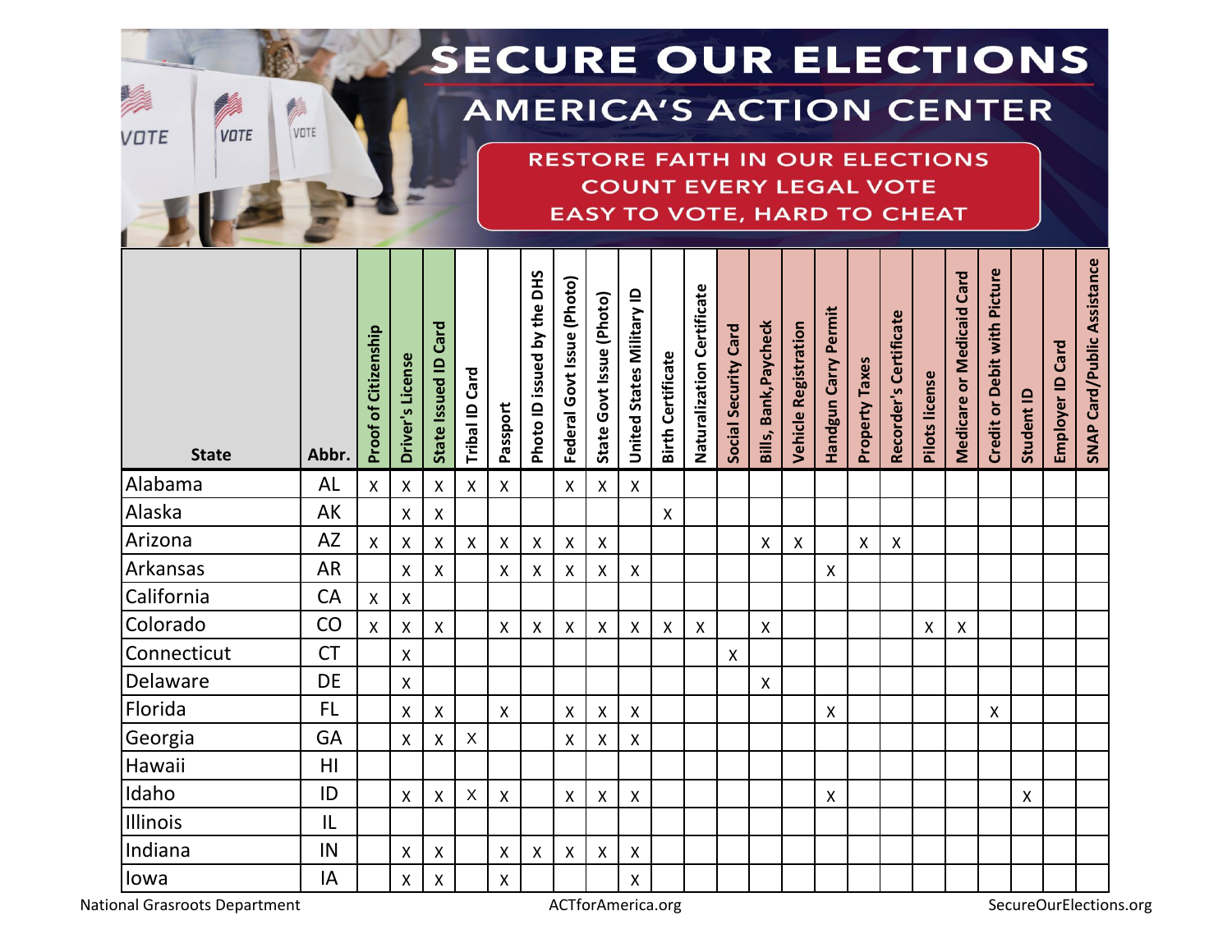# SECURE OUR ELECTIONS

## AMERICA'S ACTION CENTER

**RESTORE FAITH IN OUR ELECTIONS**
**COUNT EVERY LEGAL VOTE**
**EASY TO VOTE, HARD TO CHEAT**

| State | Abbr. | Proof of Citizenship | Driver's License | State Issued ID Card | Tribal ID Card | Passport | Photo ID issued by the DHS | Federal Govt Issue (Photo) | State Govt Issue (Photo) | United States Military ID | Birth Certificate | Naturalization Certificate | Social Security Card | Bills, Bank,Paycheck | Vehicle Registration | Handgun Carry Permit | Property Taxes | Recorder's Certificate | Pilots license | Medicare or Medicaid Card | Credit or Debit with Picture | Student ID | Employer ID Card | SNAP Card/Public Assistance |
|---|---|---|---|---|---|---|---|---|---|---|---|---|---|---|---|---|---|---|---|---|---|---|---|---|
| Alabama | AL | x | x | x | x | x | | x | x | x | | | | | | | | | | | | | | |
| Alaska | AK | | x | x | | | | | | | x | | | | | | | | | | | | | |
| Arizona | AZ | x | x | x | x | x | x | x | x | | | | | x | x | | x | x | | | | | | |
| Arkansas | AR | | x | x | | x | x | x | x | x | | | | | | x | | | | | | | | |
| California | CA | x | x | | | | | | | | | | | | | | | | | | | | | |
| Colorado | CO | x | x | x | | x | x | x | x | x | x | x | | x | | | | | x | x | | | | |
| Connecticut | CT | | x | | | | | | | | | | x | | | | | | | | | | | |
| Delaware | DE | | x | | | | | | | | | | | x | | | | | | | | | | |
| Florida | FL | | x | x | | x | | x | x | x | | | | | | x | | | | | x | | | |
| Georgia | GA | | x | x | x | | | x | x | x | | | | | | | | | | | | | | |
| Hawaii | HI | | | | | | | | | | | | | | | | | | | | | | | |
| Idaho | ID | | x | x | x | x | | x | x | x | | | | | | x | | | | | | x | | |
| Illinois | IL | | | | | | | | | | | | | | | | | | | | | | | |
| Indiana | IN | | x | x | | x | x | x | x | x | | | | | | | | | | | | | | |
| Iowa | IA | | x | x | | x | | | | x | | | | | | | | | | | | | | |

National Grasroots Department | ACTforAmerica.org | SecureOurElections.org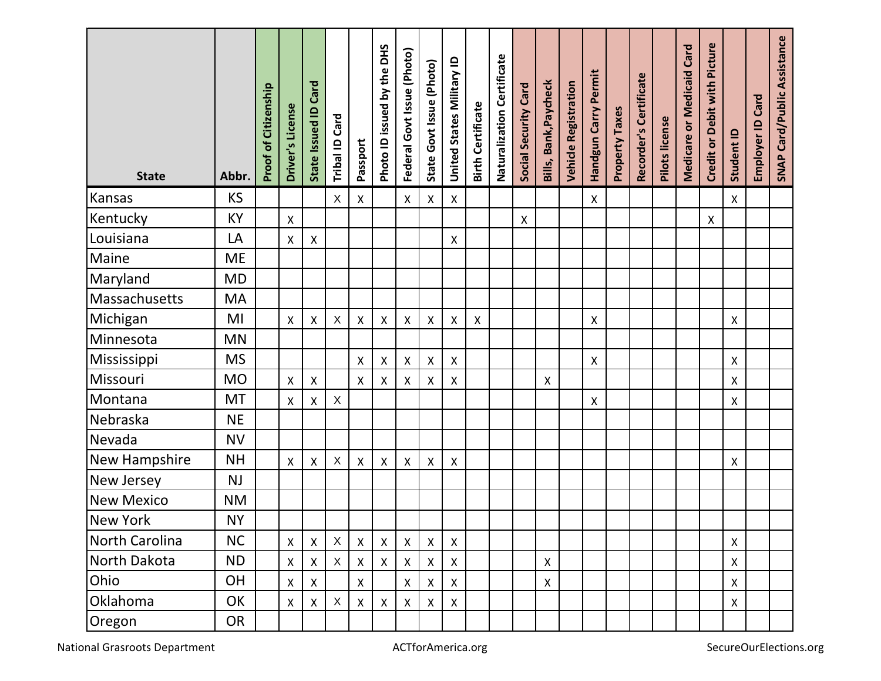| State | Abbr. | Proof of Citizenship | Driver's License | State Issued ID Card | Tribal ID Card | Passport | Photo ID issued by the DHS | Federal Govt Issue (Photo) | State Govt Issue (Photo) | United States Military ID | Birth Certificate | Naturalization Certificate | Social Security Card | Bills, Bank,Paycheck | Vehicle Registration | Handgun Carry Permit | Property Taxes | Recorder's Certificate | Pilots license | Medicare or Medicaid Card | Credit or Debit with Picture | Student ID | Employer ID Card | SNAP Card/Public Assistance |
|---|---|---|---|---|---|---|---|---|---|---|---|---|---|---|---|---|---|---|---|---|---|---|---|---|
| Kansas | KS | | | | x | x | | x | x | x | | | | | | x | | | | | | x | | |
| Kentucky | KY | | x | | | | | | | | | | x | | | | | | | | x | | | |
| Louisiana | LA | | x | x | | | | | | x | | | | | | | | | | | | | | |
| Maine | ME | | | | | | | | | | | | | | | | | | | | | | | |
| Maryland | MD | | | | | | | | | | | | | | | | | | | | | | | |
| Massachusetts | MA | | | | | | | | | | | | | | | | | | | | | | | |
| Michigan | MI | | x | x | x | x | x | x | x | x | x | | | | | x | | | | | | x | | |
| Minnesota | MN | | | | | | | | | | | | | | | | | | | | | | | |
| Mississippi | MS | | | | | x | x | x | x | x | | | | | | x | | | | | | x | | |
| Missouri | MO | | x | x | | x | x | x | x | x | | | | x | | | | | | | | x | | |
| Montana | MT | | x | x | x | | | | | | | | | | | x | | | | | | x | | |
| Nebraska | NE | | | | | | | | | | | | | | | | | | | | | | | |
| Nevada | NV | | | | | | | | | | | | | | | | | | | | | | | |
| New Hampshire | NH | | x | x | x | x | x | x | x | x | | | | | | | | | | | | x | | |
| New Jersey | NJ | | | | | | | | | | | | | | | | | | | | | | | |
| New Mexico | NM | | | | | | | | | | | | | | | | | | | | | | | |
| New York | NY | | | | | | | | | | | | | | | | | | | | | | | |
| North Carolina | NC | | x | x | x | x | x | x | x | x | | | | | | | | | | | | x | | |
| North Dakota | ND | | x | x | x | x | x | x | x | x | | | | x | | | | | | | | x | | |
| Ohio | OH | | x | x | | x | | x | x | x | | | | x | | | | | | | | x | | |
| Oklahoma | OK | | x | x | x | x | x | x | x | x | | | | | | | | | | | | x | | |
| Oregon | OR | | | | | | | | | | | | | | | | | | | | | | | |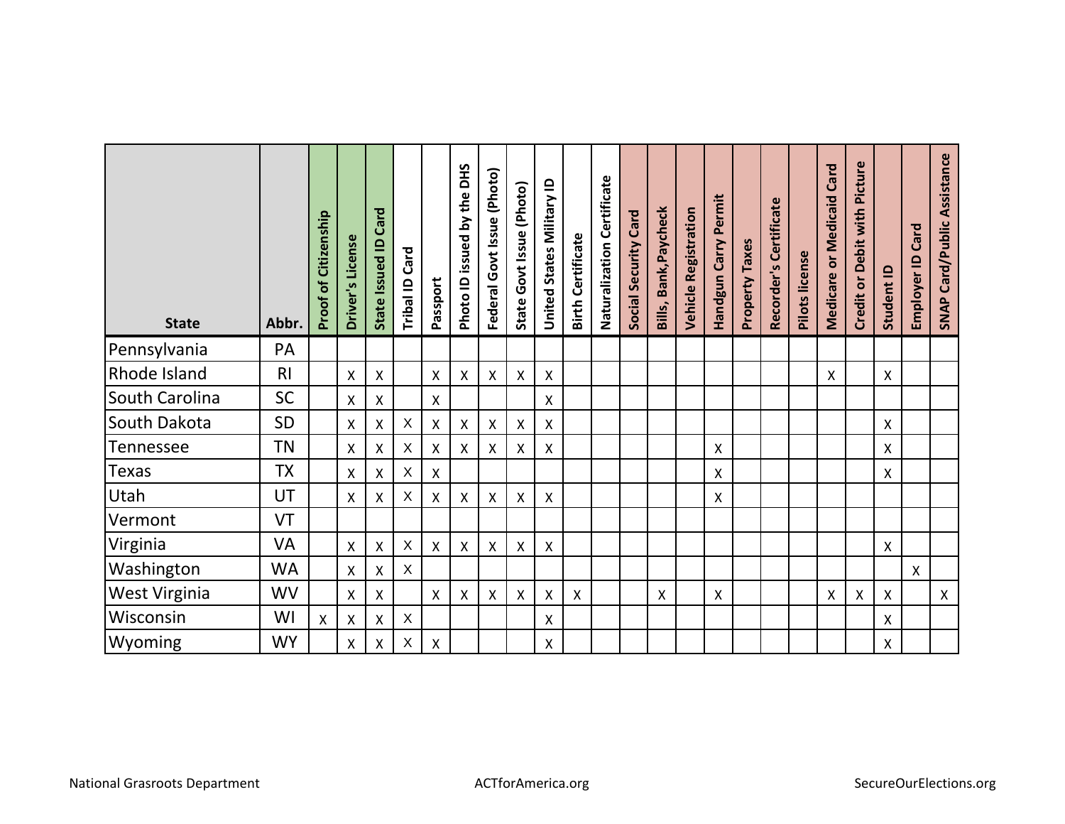| State | Abbr. | Proof of Citizenship | Driver's License | State Issued ID Card | Tribal ID Card | Passport | Photo ID issued by the DHS | Federal Govt Issue (Photo) | State Govt Issue (Photo) | United States Military ID | Birth Certificate | Naturalization Certificate | Social Security Card | Bills, Bank,Paycheck | Vehicle Registration | Handgun Carry Permit | Property Taxes | Recorder's Certificate | Pilots license | Medicare or Medicaid Card | Credit or Debit with Picture | Student ID | Employer ID Card | SNAP Card/Public Assistance |
|---|---|---|---|---|---|---|---|---|---|---|---|---|---|---|---|---|---|---|---|---|---|---|---|---|
| Pennsylvania | PA | | | | | | | | | | | | | | | | | | | | | | | |
| Rhode Island | RI | | x | x | | x | x | x | x | x | | | | | | | | | | x | | x | | |
| South Carolina | SC | | x | x | | x | | | | x | | | | | | | | | | | | | | |
| South Dakota | SD | | x | x | X | x | x | x | x | x | | | | | | | | | | | | x | | |
| Tennessee | TN | | x | x | X | x | x | x | x | x | | | | | | x | | | | | | x | | |
| Texas | TX | | x | x | X | x | | | | | | | | | | x | | | | | | x | | |
| Utah | UT | | x | x | X | x | x | x | x | x | | | | | | x | | | | | | | | |
| Vermont | VT | | | | | | | | | | | | | | | | | | | | | | | |
| Virginia | VA | | x | x | X | x | x | x | x | x | | | | | | | | | | | | x | | |
| Washington | WA | | x | x | X | | | | | | | | | | | | | | | | | | x | |
| West Virginia | WV | | x | x | | x | x | x | x | x | x | | | x | | x | | | | x | x | x | | x |
| Wisconsin | WI | x | x | x | X | | | | | x | | | | | | | | | | | | x | | |
| Wyoming | WY | | x | x | X | x | | | | x | | | | | | | | | | | | x | | |